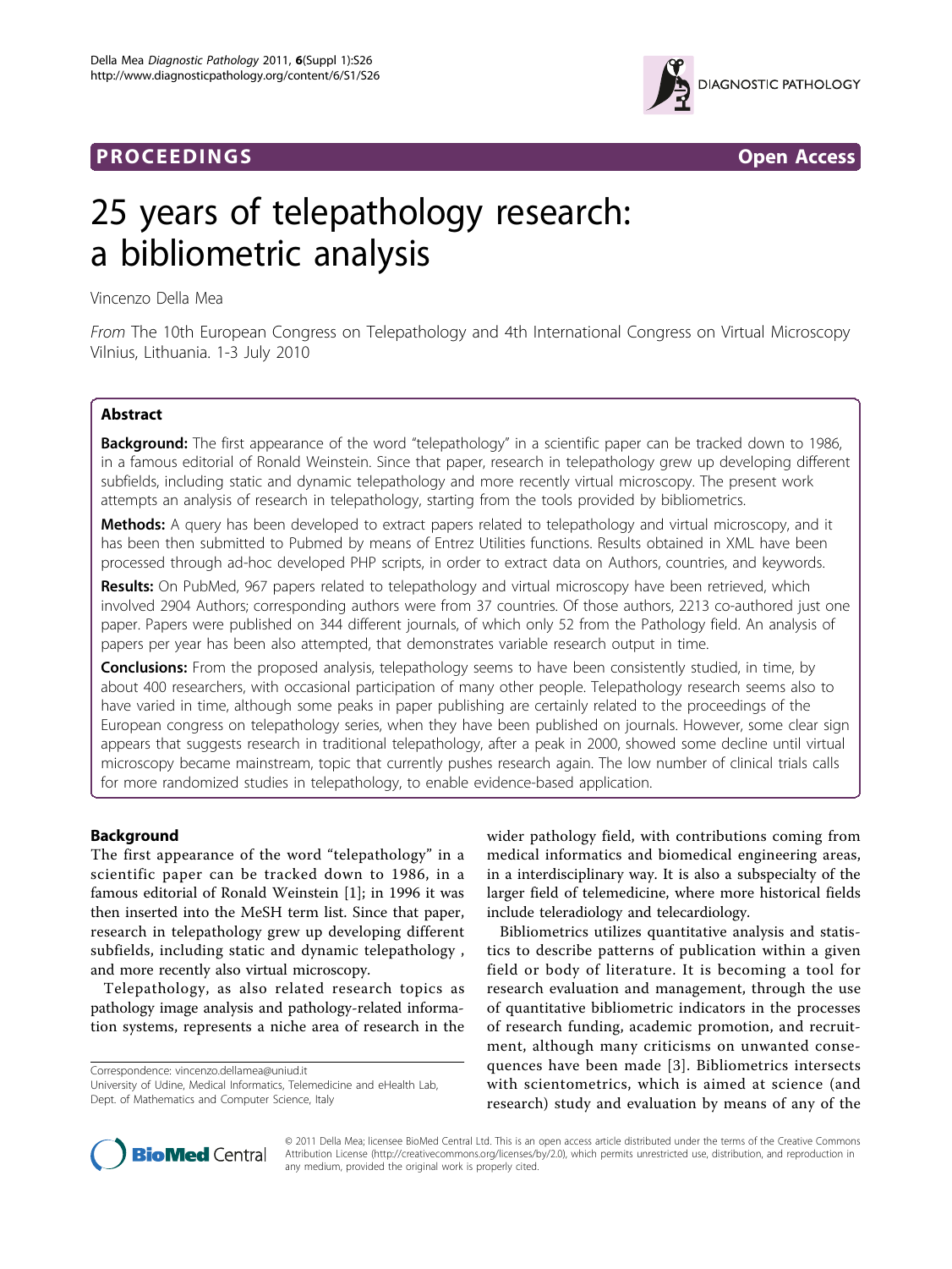PROCEEDINGS Open Access

# 25 years of telepathology research: a bibliometric analysis

Vincenzo Della Mea

*From* The 10th European Congress on Telepathology and 4th International Congress on Virtual Microscopy Vilnius, Lithuania. 1-3 July 2010

## Abstract

**Background:** The first appearance of the word "telepathology" in a scientific paper can be tracked down to 1986, in a famous editorial of Ronald Weinstein. Since that paper, research in telepathology grew up developing different subfields, including static and dynamic telepathology and more recently virtual microscopy. The present work attempts an analysis of research in telepathology, starting from the tools provided by bibliometrics.

**Methods:** A query has been developed to extract papers related to telepathology and virtual microscopy, and it has been then submitted to Pubmed by means of Entrez Utilities functions. Results obtained in XML have been processed through ad-hoc developed PHP scripts, in order to extract data on Authors, countries, and keywords.

**Results:** On PubMed, 967 papers related to telepathology and virtual microscopy have been retrieved, which involved 2904 Authors; corresponding authors were from 37 countries. Of those authors, 2213 co-authored just one paper. Papers were published on 344 different journals, of which only 52 from the Pathology field. An analysis of papers per year has been also attempted, that demonstrates variable research output in time.

**Conclusions:** From the proposed analysis, telepathology seems to have been consistently studied, in time, by about 400 researchers, with occasional participation of many other people. Telepathology research seems also to have varied in time, although some peaks in paper publishing are certainly related to the proceedings of the European congress on telepathology series, when they have been published on journals. However, some clear sign appears that suggests research in traditional telepathology, after a peak in 2000, showed some decline until virtual microscopy became mainstream, topic that currently pushes research again. The low number of clinical trials calls for more randomized studies in telepathology, to enable evidence-based application.

## Background

The first appearance of the word "telepathology" in a scientific paper can be tracked down to 1986, in a famous editorial of Ronald Weinstein [1]; in 1996 it was then inserted into the MeSH term list. Since that paper, research in telepathology grew up developing different subfields, including static and dynamic telepathology , and more recently also virtual microscopy.

Telepathology, as also related research topics as pathology image analysis and pathology-related information systems, represents a niche area of research in the wider pathology field, with contributions coming from medical informatics and biomedical engineering areas, in a interdisciplinary way. It is also a subspecialty of the larger field of telemedicine, where more historical fields include teleradiology and telecardiology.

Bibliometrics utilizes quantitative analysis and statistics to describe patterns of publication within a given field or body of literature. It is becoming a tool for research evaluation and management, through the use of quantitative bibliometric indicators in the processes of research funding, academic promotion, and recruitment, although many criticisms on unwanted consequences have been made [3]. Bibliometrics intersects with scientometrics, which is aimed at science (and research) study and evaluation by means of any of the

Correspondence: vincenzo.dellamea@uniud.it
University of Udine, Medical Informatics, Telemedicine and eHealth Lab, Dept. of Mathematics and Computer Science, Italy

© 2011 Della Mea; licensee BioMed Central Ltd. This is an open access article distributed under the terms of the Creative Commons Attribution License (http://creativecommons.org/licenses/by/2.0), which permits unrestricted use, distribution, and reproduction in any medium, provided the original work is properly cited.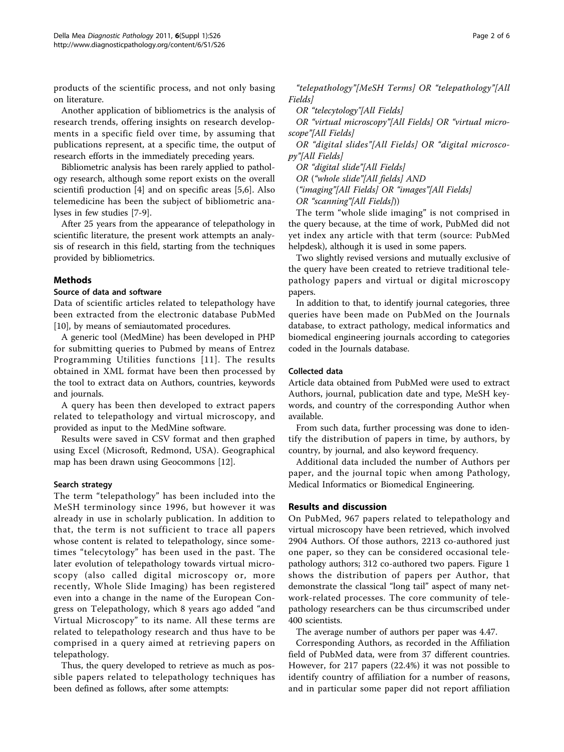products of the scientific process, and not only basing on literature.

Another application of bibliometrics is the analysis of research trends, offering insights on research developments in a specific field over time, by assuming that publications represent, at a specific time, the output of research efforts in the immediately preceding years.

Bibliometric analysis has been rarely applied to pathology research, although some report exists on the overall scientifi production [4] and on specific areas [5,6]. Also telemedicine has been the subject of bibliometric analyses in few studies [7-9].

After 25 years from the appearance of telepathology in scientific literature, the present work attempts an analysis of research in this field, starting from the techniques provided by bibliometrics.

## Methods

### Source of data and software

Data of scientific articles related to telepathology have been extracted from the electronic database PubMed [10], by means of semiautomated procedures.

A generic tool (MedMine) has been developed in PHP for submitting queries to Pubmed by means of Entrez Programming Utilities functions [11]. The results obtained in XML format have been then processed by the tool to extract data on Authors, countries, keywords and journals.

A query has been then developed to extract papers related to telepathology and virtual microscopy, and provided as input to the MedMine software.

Results were saved in CSV format and then graphed using Excel (Microsoft, Redmond, USA). Geographical map has been drawn using Geocommons [12].

### Search strategy

The term "telepathology" has been included into the MeSH terminology since 1996, but however it was already in use in scholarly publication. In addition to that, the term is not sufficient to trace all papers whose content is related to telepathology, since sometimes "telecytology" has been used in the past. The later evolution of telepathology towards virtual microscopy (also called digital microscopy or, more recently, Whole Slide Imaging) has been registered even into a change in the name of the European Congress on Telepathology, which 8 years ago added "and Virtual Microscopy" to its name. All these terms are related to telepathology research and thus have to be comprised in a query aimed at retrieving papers on telepathology.

Thus, the query developed to retrieve as much as possible papers related to telepathology techniques has been defined as follows, after some attempts:

*"telepathology"[MeSH Terms] OR "telepathology"[All Fields]*
*OR "telecytology"[All Fields]*
*OR "virtual microscopy"[All Fields] OR "virtual microscope"[All Fields]*
*OR "digital slides"[All Fields] OR "digital microscopy"[All Fields]*
*OR "digital slide"[All Fields]*
*OR ("whole slide"[All fields] AND*
*("imaging"[All Fields] OR "images"[All Fields]*
*OR "scanning"[All Fields]))*

The term "whole slide imaging" is not comprised in the query because, at the time of work, PubMed did not yet index any article with that term (source: PubMed helpdesk), although it is used in some papers.

Two slightly revised versions and mutually exclusive of the query have been created to retrieve traditional telepathology papers and virtual or digital microscopy papers.

In addition to that, to identify journal categories, three queries have been made on PubMed on the Journals database, to extract pathology, medical informatics and biomedical engineering journals according to categories coded in the Journals database.

### Collected data

Article data obtained from PubMed were used to extract Authors, journal, publication date and type, MeSH keywords, and country of the corresponding Author when available.

From such data, further processing was done to identify the distribution of papers in time, by authors, by country, by journal, and also keyword frequency.

Additional data included the number of Authors per paper, and the journal topic when among Pathology, Medical Informatics or Biomedical Engineering.

## Results and discussion

On PubMed, 967 papers related to telepathology and virtual microscopy have been retrieved, which involved 2904 Authors. Of those authors, 2213 co-authored just one paper, so they can be considered occasional telepathology authors; 312 co-authored two papers. Figure 1 shows the distribution of papers per Author, that demonstrate the classical "long tail" aspect of many network-related processes. The core community of telepathology researchers can be thus circumscribed under 400 scientists.

The average number of authors per paper was 4.47.

Corresponding Authors, as recorded in the Affiliation field of PubMed data, were from 37 different countries. However, for 217 papers (22.4%) it was not possible to identify country of affiliation for a number of reasons, and in particular some paper did not report affiliation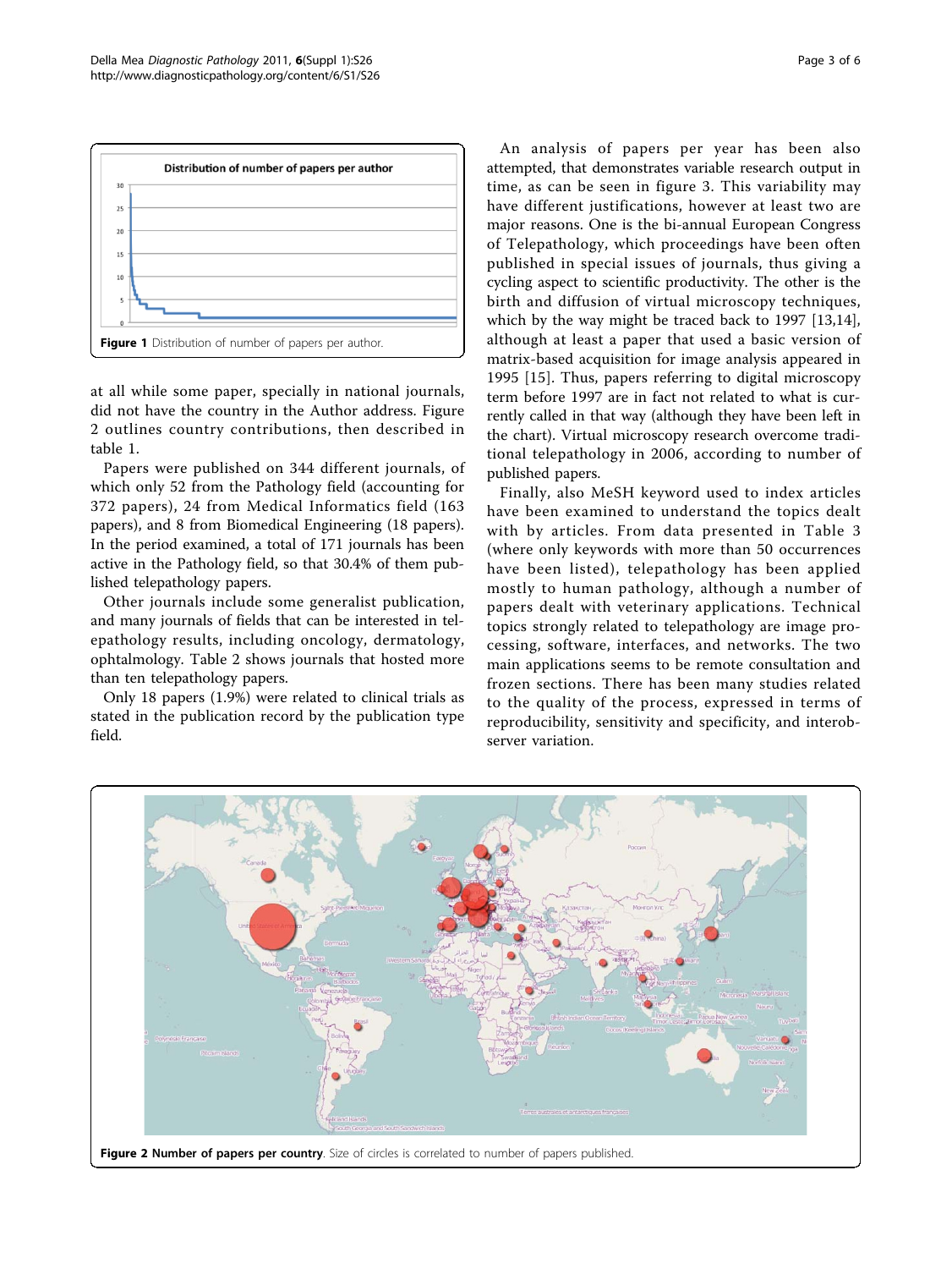Figure 1 Distribution of number of papers per author.

at all while some paper, specially in national journals, did not have the country in the Author address. Figure 2 outlines country contributions, then described in table 1.

Papers were published on 344 different journals, of which only 52 from the Pathology field (accounting for 372 papers), 24 from Medical Informatics field (163 papers), and 8 from Biomedical Engineering (18 papers). In the period examined, a total of 171 journals has been active in the Pathology field, so that 30.4% of them published telepathology papers.

Other journals include some generalist publication, and many journals of fields that can be interested in telepathology results, including oncology, dermatology, ophtalmology. Table 2 shows journals that hosted more than ten telepathology papers.

Only 18 papers (1.9%) were related to clinical trials as stated in the publication record by the publication type field.

An analysis of papers per year has been also attempted, that demonstrates variable research output in time, as can be seen in figure 3. This variability may have different justifications, however at least two are major reasons. One is the bi-annual European Congress of Telepathology, which proceedings have been often published in special issues of journals, thus giving a cycling aspect to scientific productivity. The other is the birth and diffusion of virtual microscopy techniques, which by the way might be traced back to 1997 [13,14], although at least a paper that used a basic version of matrix-based acquisition for image analysis appeared in 1995 [15]. Thus, papers referring to digital microscopy term before 1997 are in fact not related to what is currently called in that way (although they have been left in the chart). Virtual microscopy research overcome traditional telepathology in 2006, according to number of published papers.

Finally, also MeSH keyword used to index articles have been examined to understand the topics dealt with by articles. From data presented in Table 3 (where only keywords with more than 50 occurrences have been listed), telepathology has been applied mostly to human pathology, although a number of papers dealt with veterinary applications. Technical topics strongly related to telepathology are image processing, software, interfaces, and networks. The two main applications seems to be remote consultation and frozen sections. There has been many studies related to the quality of the process, expressed in terms of reproducibility, sensitivity and specificity, and interobserver variation.

**Figure 2 Number of papers per country**. Size of circles is correlated to number of papers published.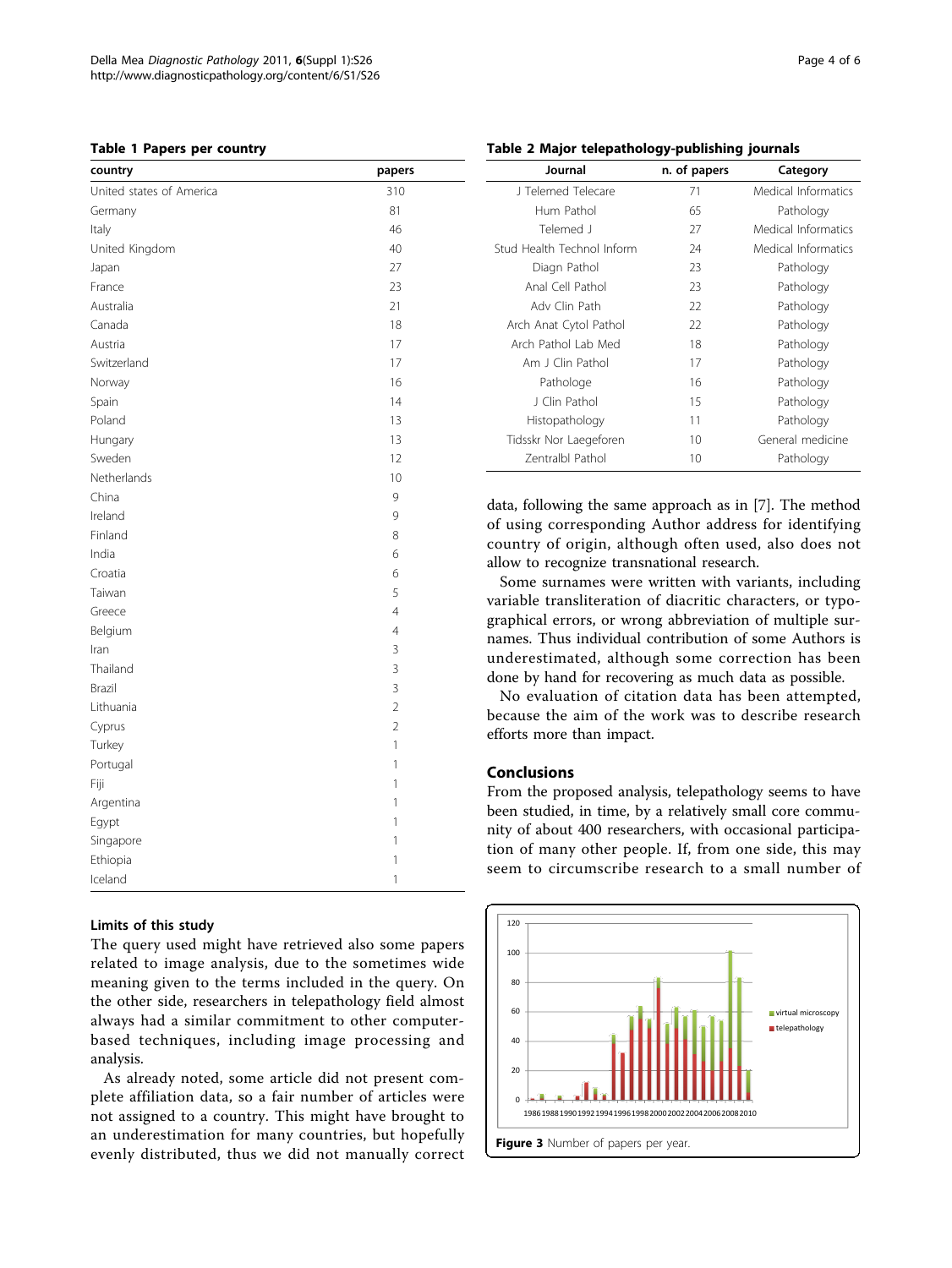**Table 1 Papers per country**

| country | papers |
| --- | --- |
| United states of America | 310 |
| Germany | 81 |
| Italy | 46 |
| United Kingdom | 40 |
| Japan | 27 |
| France | 23 |
| Australia | 21 |
| Canada | 18 |
| Austria | 17 |
| Switzerland | 17 |
| Norway | 16 |
| Spain | 14 |
| Poland | 13 |
| Hungary | 13 |
| Sweden | 12 |
| Netherlands | 10 |
| China | 9 |
| Ireland | 9 |
| Finland | 8 |
| India | 6 |
| Croatia | 6 |
| Taiwan | 5 |
| Greece | 4 |
| Belgium | 4 |
| Iran | 3 |
| Thailand | 3 |
| Brazil | 3 |
| Lithuania | 2 |
| Cyprus | 2 |
| Turkey | 1 |
| Portugal | 1 |
| Fiji | 1 |
| Argentina | 1 |
| Egypt | 1 |
| Singapore | 1 |
| Ethiopia | 1 |
| Iceland | 1 |

**Table 2 Major telepathology-publishing journals**

| Journal | n. of papers | Category |
| --- | --- | --- |
| J Telemed Telecare | 71 | Medical Informatics |
| Hum Pathol | 65 | Pathology |
| Telemed J | 27 | Medical Informatics |
| Stud Health Technol Inform | 24 | Medical Informatics |
| Diagn Pathol | 23 | Pathology |
| Anal Cell Pathol | 23 | Pathology |
| Adv Clin Path | 22 | Pathology |
| Arch Anat Cytol Pathol | 22 | Pathology |
| Arch Pathol Lab Med | 18 | Pathology |
| Am J Clin Pathol | 17 | Pathology |
| Pathologe | 16 | Pathology |
| J Clin Pathol | 15 | Pathology |
| Histopathology | 11 | Pathology |
| Tidsskr Nor Laegeforen | 10 | General medicine |
| Zentralbl Pathol | 10 | Pathology |

### Limits of this study

The query used might have retrieved also some papers related to image analysis, due to the sometimes wide meaning given to the terms included in the query. On the other side, researchers in telepathology field almost always had a similar commitment to other computer-based techniques, including image processing and analysis.

As already noted, some article did not present complete affiliation data, so a fair number of articles were not assigned to a country. This might have brought to an underestimation for many countries, but hopefully evenly distributed, thus we did not manually correct data, following the same approach as in [7]. The method of using corresponding Author address for identifying country of origin, although often used, also does not allow to recognize transnational research.

Some surnames were written with variants, including variable transliteration of diacritic characters, or typographical errors, or wrong abbreviation of multiple surnames. Thus individual contribution of some Authors is underestimated, although some correction has been done by hand for recovering as much data as possible.

No evaluation of citation data has been attempted, because the aim of the work was to describe research efforts more than impact.

## Conclusions

From the proposed analysis, telepathology seems to have been studied, in time, by a relatively small core community of about 400 researchers, with occasional participation of many other people. If, from one side, this may seem to circumscribe research to a small number of

**Figure 3** Number of papers per year.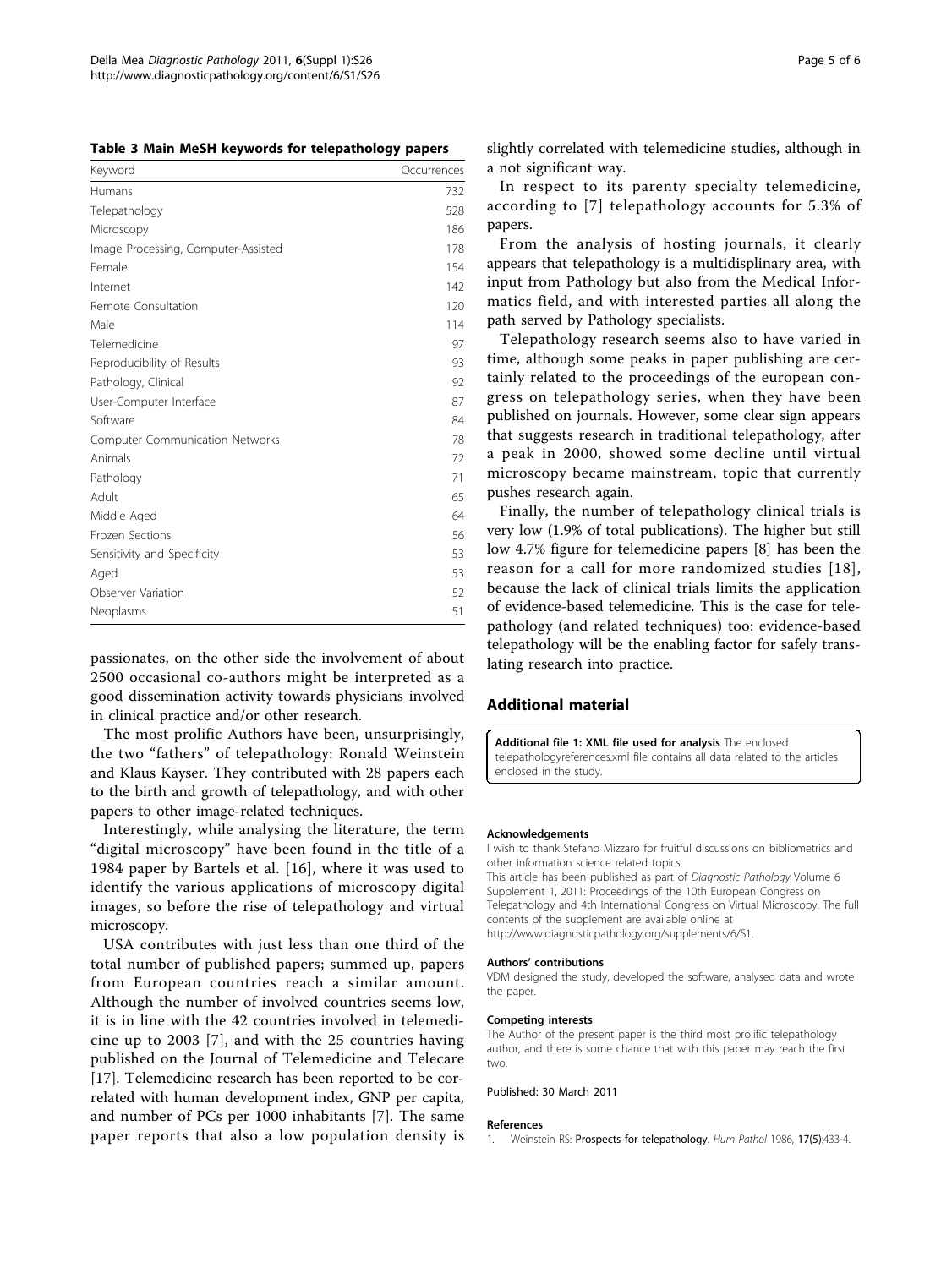**Table 3 Main MeSH keywords for telepathology papers**

| Keyword | Occurrences |
|---|---|
| Humans | 732 |
| Telepathology | 528 |
| Microscopy | 186 |
| Image Processing, Computer-Assisted | 178 |
| Female | 154 |
| Internet | 142 |
| Remote Consultation | 120 |
| Male | 114 |
| Telemedicine | 97 |
| Reproducibility of Results | 93 |
| Pathology, Clinical | 92 |
| User-Computer Interface | 87 |
| Software | 84 |
| Computer Communication Networks | 78 |
| Animals | 72 |
| Pathology | 71 |
| Adult | 65 |
| Middle Aged | 64 |
| Frozen Sections | 56 |
| Sensitivity and Specificity | 53 |
| Aged | 53 |
| Observer Variation | 52 |
| Neoplasms | 51 |

passionates, on the other side the involvement of about 2500 occasional co-authors might be interpreted as a good dissemination activity towards physicians involved in clinical practice and/or other research.

The most prolific Authors have been, unsurprisingly, the two "fathers" of telepathology: Ronald Weinstein and Klaus Kayser. They contributed with 28 papers each to the birth and growth of telepathology, and with other papers to other image-related techniques.

Interestingly, while analysing the literature, the term "digital microscopy" have been found in the title of a 1984 paper by Bartels et al. [16], where it was used to identify the various applications of microscopy digital images, so before the rise of telepathology and virtual microscopy.

USA contributes with just less than one third of the total number of published papers; summed up, papers from European countries reach a similar amount. Although the number of involved countries seems low, it is in line with the 42 countries involved in telemedicine up to 2003 [7], and with the 25 countries having published on the Journal of Telemedicine and Telecare [17]. Telemedicine research has been reported to be correlated with human development index, GNP per capita, and number of PCs per 1000 inhabitants [7]. The same paper reports that also a low population density is slightly correlated with telemedicine studies, although in a not significant way.

In respect to its parenty specialty telemedicine, according to [7] telepathology accounts for 5.3% of papers.

From the analysis of hosting journals, it clearly appears that telepathology is a multidisplinary area, with input from Pathology but also from the Medical Informatics field, and with interested parties all along the path served by Pathology specialists.

Telepathology research seems also to have varied in time, although some peaks in paper publishing are certainly related to the proceedings of the european congress on telepathology series, when they have been published on journals. However, some clear sign appears that suggests research in traditional telepathology, after a peak in 2000, showed some decline until virtual microscopy became mainstream, topic that currently pushes research again.

Finally, the number of telepathology clinical trials is very low (1.9% of total publications). The higher but still low 4.7% figure for telemedicine papers [8] has been the reason for a call for more randomized studies [18], because the lack of clinical trials limits the application of evidence-based telemedicine. This is the case for telepathology (and related techniques) too: evidence-based telepathology will be the enabling factor for safely translating research into practice.

## Additional material

**Additional file 1: XML file used for analysis** The enclosed telepathologyreferences.xml file contains all data related to the articles enclosed in the study.

#### Acknowledgements

I wish to thank Stefano Mizzaro for fruitful discussions on bibliometrics and other information science related topics.

This article has been published as part of *Diagnostic Pathology* Volume 6 Supplement 1, 2011: Proceedings of the 10th European Congress on Telepathology and 4th International Congress on Virtual Microscopy. The full contents of the supplement are available online at http://www.diagnosticpathology.org/supplements/6/S1.

#### Authors' contributions

VDM designed the study, developed the software, analysed data and wrote the paper.

#### Competing interests

The Author of the present paper is the third most prolific telepathology author, and there is some chance that with this paper may reach the first two.

Published: 30 March 2011

#### References

1. Weinstein RS: **Prospects for telepathology.** *Hum Pathol* 1986, **17(5)**:433-4.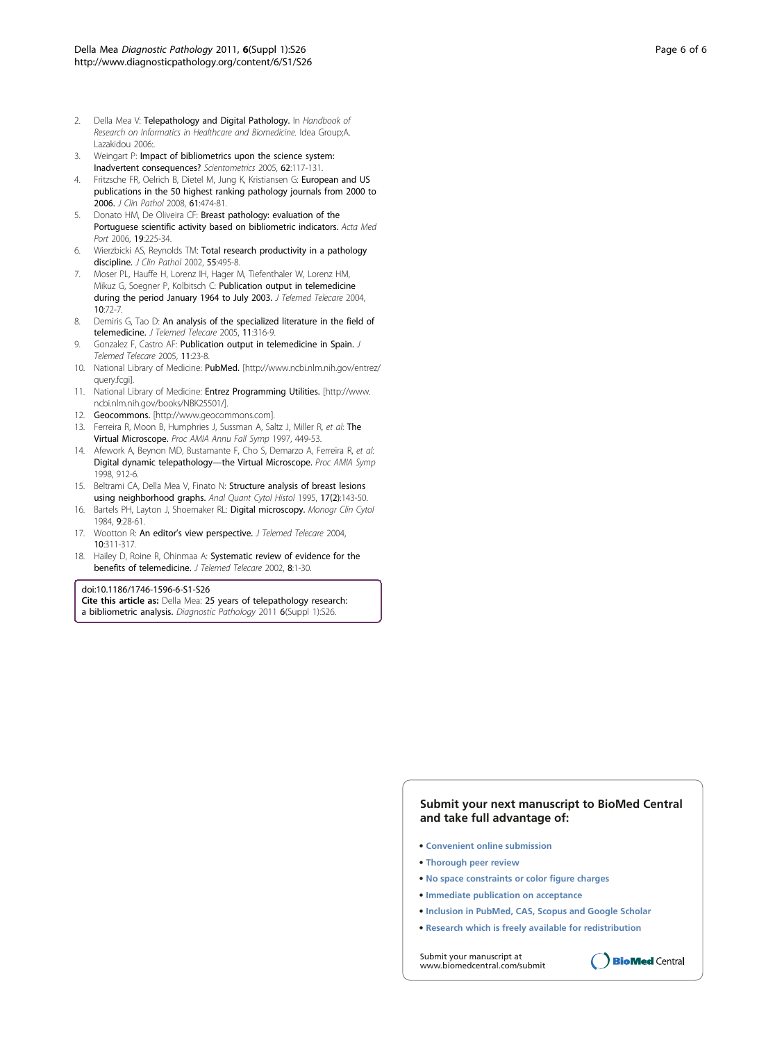2. Della Mea V: **Telepathology and Digital Pathology.** In *Handbook of Research on Informatics in Healthcare and Biomedicine.* Idea Group;A. Lazakidou 2006:.
3. Weingart P: **Impact of bibliometrics upon the science system: Inadvertent consequences?** *Scientometrics* 2005, **62**:117-131.
4. Fritzsche FR, Oelrich B, Dietel M, Jung K, Kristiansen G: **European and US publications in the 50 highest ranking pathology journals from 2000 to 2006.** *J Clin Pathol* 2008, **61**:474-81.
5. Donato HM, De Oliveira CF: **Breast pathology: evaluation of the Portuguese scientific activity based on bibliometric indicators.** *Acta Med Port* 2006, **19**:225-34.
6. Wierzbicki AS, Reynolds TM: **Total research productivity in a pathology discipline.** *J Clin Pathol* 2002, **55**:495-8.
7. Moser PL, Hauffe H, Lorenz IH, Hager M, Tiefenthaler W, Lorenz HM, Mikuz G, Soegner P, Kolbitsch C: **Publication output in telemedicine during the period January 1964 to July 2003.** *J Telemed Telecare* 2004, **10**:72-7.
8. Demiris G, Tao D: **An analysis of the specialized literature in the field of telemedicine.** *J Telemed Telecare* 2005, **11**:316-9.
9. Gonzalez F, Castro AF: **Publication output in telemedicine in Spain.** *J Telemed Telecare* 2005, **11**:23-8.
10. National Library of Medicine: **PubMed.** [http://www.ncbi.nlm.nih.gov/entrez/query.fcgi].
11. National Library of Medicine: **Entrez Programming Utilities.** [http://www.ncbi.nlm.nih.gov/books/NBK25501/].
12. **Geocommons.** [http://www.geocommons.com].
13. Ferreira R, Moon B, Humphries J, Sussman A, Saltz J, Miller R, *et al*: **The Virtual Microscope.** *Proc AMIA Annu Fall Symp* 1997, 449-53.
14. Afework A, Beynon MD, Bustamante F, Cho S, Demarzo A, Ferreira R, *et al*: **Digital dynamic telepathology—the Virtual Microscope.** *Proc AMIA Symp* 1998, 912-6.
15. Beltrami CA, Della Mea V, Finato N: **Structure analysis of breast lesions using neighborhood graphs.** *Anal Quant Cytol Histol* 1995, **17(2)**:143-50.
16. Bartels PH, Layton J, Shoemaker RL: **Digital microscopy.** *Monogr Clin Cytol* 1984, **9**:28-61.
17. Wootton R: **An editor's view perspective.** *J Telemed Telecare* 2004, **10**:311-317.
18. Hailey D, Roine R, Ohinmaa A: **Systematic review of evidence for the benefits of telemedicine.** *J Telemed Telecare* 2002, **8**:1-30.

doi:10.1186/1746-1596-6-S1-S26
**Cite this article as:** Della Mea: 25 years of telepathology research: a bibliometric analysis. *Diagnostic Pathology* 2011 **6**(Suppl 1):S26.

**Submit your next manuscript to BioMed Central and take full advantage of:**

- Convenient online submission
- Thorough peer review
- No space constraints or color figure charges
- Immediate publication on acceptance
- Inclusion in PubMed, CAS, Scopus and Google Scholar
- Research which is freely available for redistribution

Submit your manuscript at
www.biomedcentral.com/submit

BioMed Central